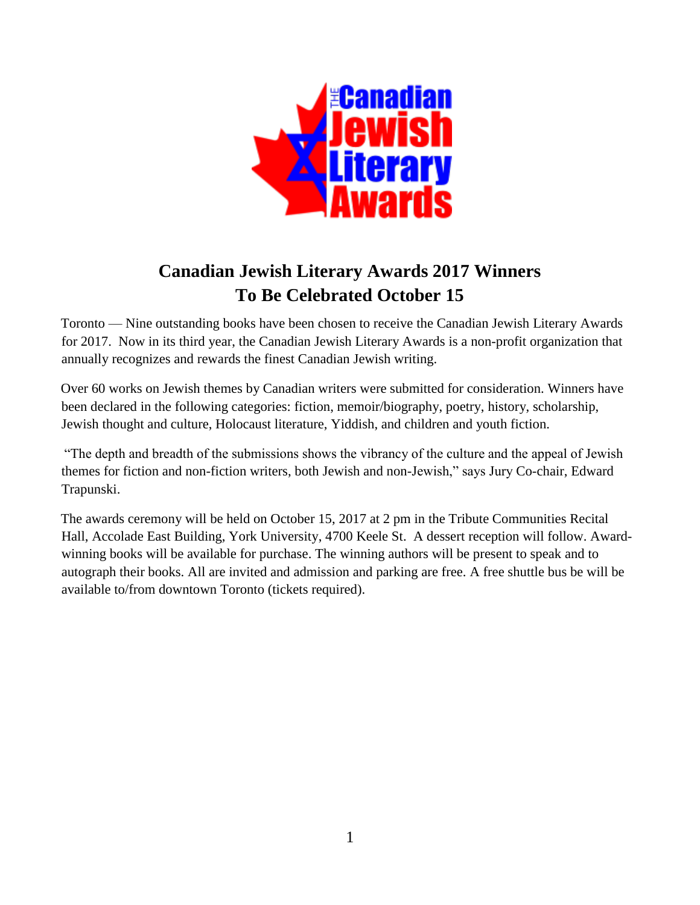# Canadian Jewish Literary Awards 2017 Winners To Be Celebrated October 15

Toronto — Nine outstanding books have been chosen to receive the Canadian Jewish Literary Awards for 2017. Now in its third year, the Canadian Jewish Literary Awards is a non-profit organization that annually recognizes and rewards the finest Canadian Jewish writing.

Over 60 works on Jewish themes by Canadian writers were submitted for consideration. Winners have been declared in the following categories: fiction, memoir/biography, poetry, history, scholarship, Jewish thought and culture, Holocaust literature, Yiddish, and children and youth fiction.

"The depth and breadth of the submissions shows the vibrancy of the culture and the appeal of Jewish themes for fiction and non-fiction writers, both Jewish and non-Jewish," says Jury Co-chair, Edward Trapunski.

The awards ceremony will be held on October 15, 2017 at 2 pm in the Tribute Communities Recital Hall, Accolade East Building, York University, 4700 Keele St. A dessert reception will follow. Award-winning books will be available for purchase. The winning authors will be present to speak and to autograph their books. All are invited and admission and parking are free. A free shuttle bus be will be available to/from downtown Toronto (tickets required).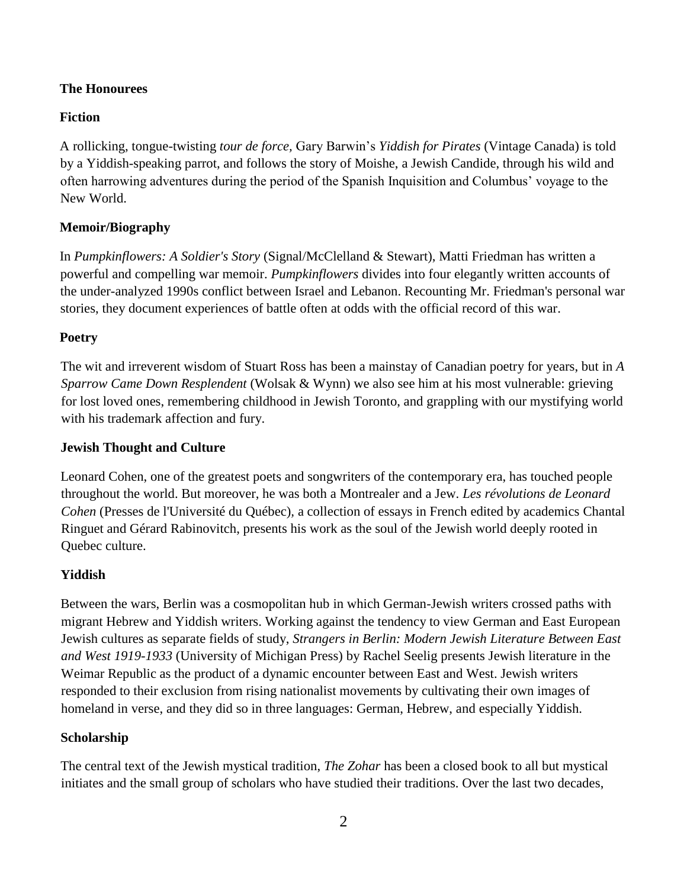**The Honourees**

**Fiction**

A rollicking, tongue-twisting *tour de force*, Gary Barwin's *Yiddish for Pirates* (Vintage Canada) is told by a Yiddish-speaking parrot, and follows the story of Moishe, a Jewish Candide, through his wild and often harrowing adventures during the period of the Spanish Inquisition and Columbus' voyage to the New World.

**Memoir/Biography**

In *Pumpkinflowers: A Soldier's Story* (Signal/McClelland & Stewart), Matti Friedman has written a powerful and compelling war memoir. *Pumpkinflowers* divides into four elegantly written accounts of the under-analyzed 1990s conflict between Israel and Lebanon. Recounting Mr. Friedman's personal war stories, they document experiences of battle often at odds with the official record of this war.

**Poetry**

The wit and irreverent wisdom of Stuart Ross has been a mainstay of Canadian poetry for years, but in *A Sparrow Came Down Resplendent* (Wolsak & Wynn) we also see him at his most vulnerable: grieving for lost loved ones, remembering childhood in Jewish Toronto, and grappling with our mystifying world with his trademark affection and fury.

**Jewish Thought and Culture**

Leonard Cohen, one of the greatest poets and songwriters of the contemporary era, has touched people throughout the world. But moreover, he was both a Montrealer and a Jew. *Les révolutions de Leonard Cohen* (Presses de l'Université du Québec), a collection of essays in French edited by academics Chantal Ringuet and Gérard Rabinovitch, presents his work as the soul of the Jewish world deeply rooted in Quebec culture.

**Yiddish**

Between the wars, Berlin was a cosmopolitan hub in which German-Jewish writers crossed paths with migrant Hebrew and Yiddish writers. Working against the tendency to view German and East European Jewish cultures as separate fields of study, *Strangers in Berlin: Modern Jewish Literature Between East and West 1919-1933* (University of Michigan Press) by Rachel Seelig presents Jewish literature in the Weimar Republic as the product of a dynamic encounter between East and West. Jewish writers responded to their exclusion from rising nationalist movements by cultivating their own images of homeland in verse, and they did so in three languages: German, Hebrew, and especially Yiddish.

**Scholarship**

The central text of the Jewish mystical tradition, *The Zohar* has been a closed book to all but mystical initiates and the small group of scholars who have studied their traditions. Over the last two decades,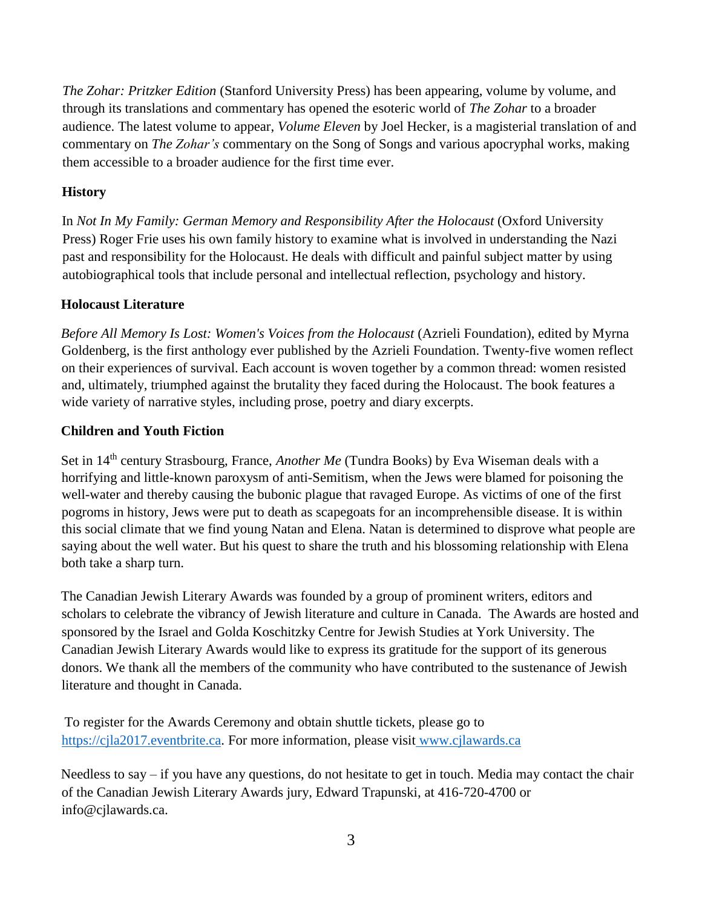*The Zohar: Pritzker Edition* (Stanford University Press) has been appearing, volume by volume, and through its translations and commentary has opened the esoteric world of *The Zohar* to a broader audience. The latest volume to appear, *Volume Eleven* by Joel Hecker, is a magisterial translation of and commentary on *The Zohar's* commentary on the Song of Songs and various apocryphal works, making them accessible to a broader audience for the first time ever.

**History**

In *Not In My Family: German Memory and Responsibility After the Holocaust* (Oxford University Press) Roger Frie uses his own family history to examine what is involved in understanding the Nazi past and responsibility for the Holocaust. He deals with difficult and painful subject matter by using autobiographical tools that include personal and intellectual reflection, psychology and history.

**Holocaust Literature**

*Before All Memory Is Lost: Women's Voices from the Holocaust* (Azrieli Foundation), edited by Myrna Goldenberg, is the first anthology ever published by the Azrieli Foundation. Twenty-five women reflect on their experiences of survival. Each account is woven together by a common thread: women resisted and, ultimately, triumphed against the brutality they faced during the Holocaust. The book features a wide variety of narrative styles, including prose, poetry and diary excerpts.

**Children and Youth Fiction**

Set in 14th century Strasbourg, France, *Another Me* (Tundra Books) by Eva Wiseman deals with a horrifying and little-known paroxysm of anti-Semitism, when the Jews were blamed for poisoning the well-water and thereby causing the bubonic plague that ravaged Europe. As victims of one of the first pogroms in history, Jews were put to death as scapegoats for an incomprehensible disease. It is within this social climate that we find young Natan and Elena. Natan is determined to disprove what people are saying about the well water. But his quest to share the truth and his blossoming relationship with Elena both take a sharp turn.

The Canadian Jewish Literary Awards was founded by a group of prominent writers, editors and scholars to celebrate the vibrancy of Jewish literature and culture in Canada. The Awards are hosted and sponsored by the Israel and Golda Koschitzky Centre for Jewish Studies at York University. The Canadian Jewish Literary Awards would like to express its gratitude for the support of its generous donors. We thank all the members of the community who have contributed to the sustenance of Jewish literature and thought in Canada.

To register for the Awards Ceremony and obtain shuttle tickets, please go to https://cjla2017.eventbrite.ca. For more information, please visit www.cjlawards.ca

Needless to say – if you have any questions, do not hesitate to get in touch. Media may contact the chair of the Canadian Jewish Literary Awards jury, Edward Trapunski, at 416-720-4700 or info@cjlawards.ca.